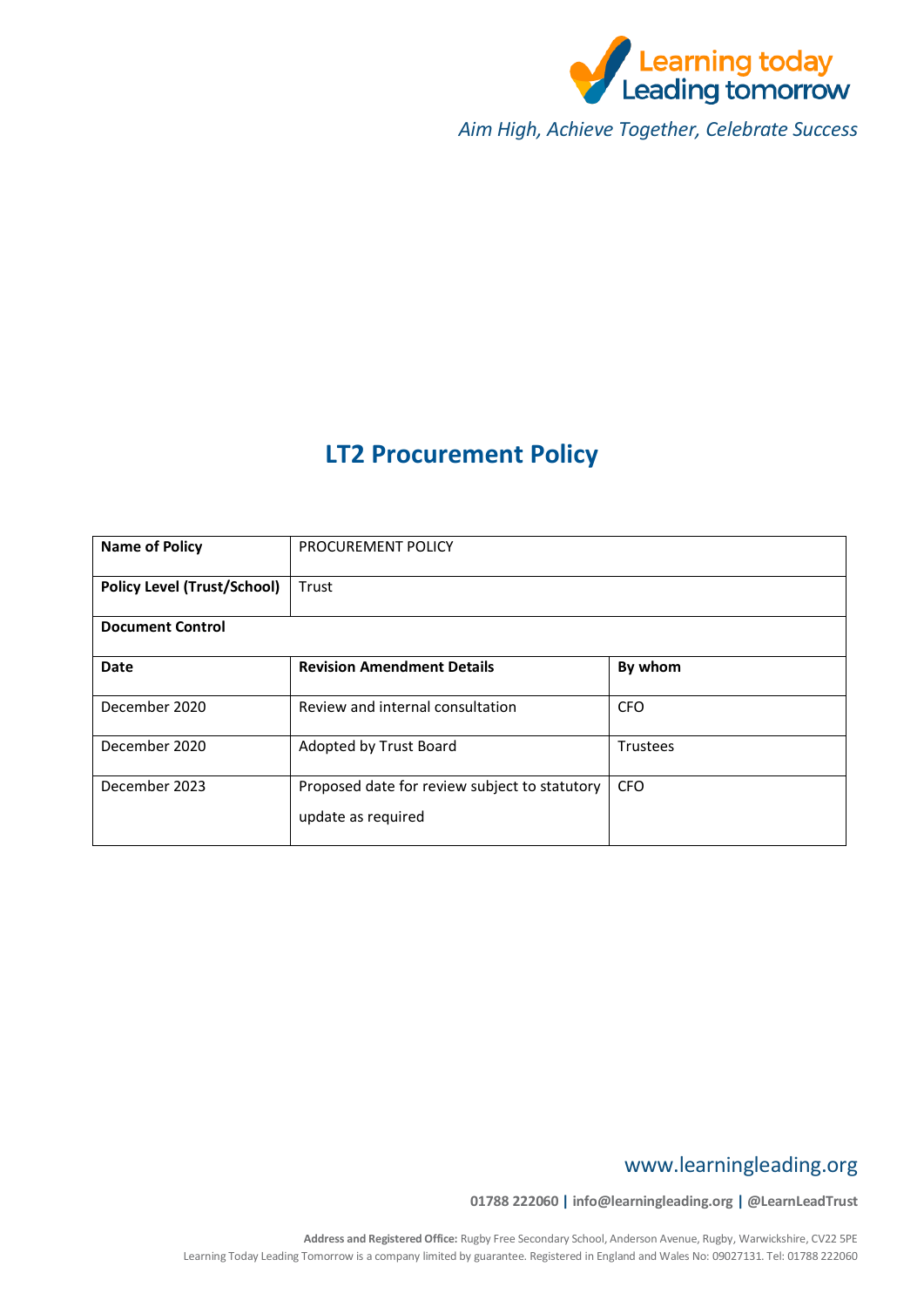Learning today Leading tomorrow

*Aim High, Achieve Together, Celebrate Success*

# LT2 Procurement Policy

| **Name of Policy** | PROCUREMENT POLICY | |
|---|---|---|
| **Policy Level (Trust/School)** | Trust | |
| **Document Control** | | |
| **Date** | **Revision Amendment Details** | **By whom** |
| December 2020 | Review and internal consultation | CFO |
| December 2020 | Adopted by Trust Board | Trustees |
| December 2023 | Proposed date for review subject to statutory update as required | CFO |

www.learningleading.org

**01788 222060 | info@learningleading.org | @LearnLeadTrust**

**Address and Registered Office:** Rugby Free Secondary School, Anderson Avenue, Rugby, Warwickshire, CV22 5PE
Learning Today Leading Tomorrow is a company limited by guarantee. Registered in England and Wales No: 09027131. Tel: 01788 222060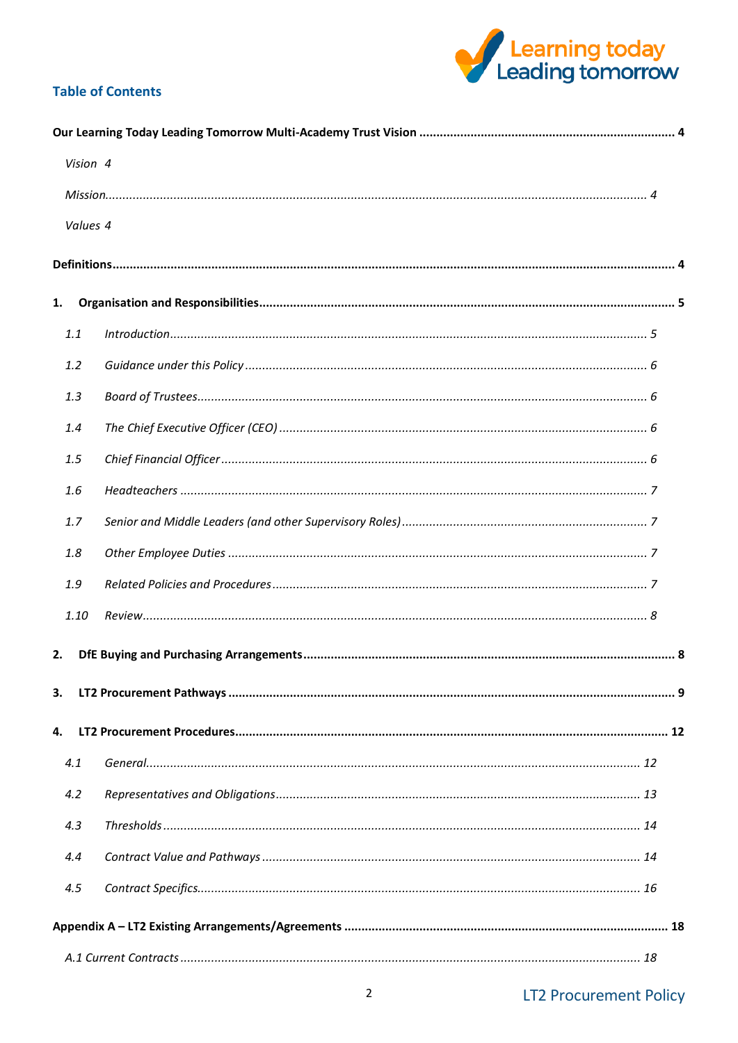## Table of Contents

**Our Learning Today Leading Tomorrow Multi-Academy Trust Vision** ........ **4**

*Vision 4*

*Mission* ........ *4*

*Values 4*

**Definitions** ........ **4**

**1. Organisation and Responsibilities** ........ **5**

*1.1 Introduction* ........ *5*

*1.2 Guidance under this Policy* ........ *6*

*1.3 Board of Trustees* ........ *6*

*1.4 The Chief Executive Officer (CEO)* ........ *6*

*1.5 Chief Financial Officer* ........ *6*

*1.6 Headteachers* ........ *7*

*1.7 Senior and Middle Leaders (and other Supervisory Roles)* ........ *7*

*1.8 Other Employee Duties* ........ *7*

*1.9 Related Policies and Procedures* ........ *7*

*1.10 Review* ........ *8*

**2. DfE Buying and Purchasing Arrangements** ........ **8**

**3. LT2 Procurement Pathways** ........ **9**

**4. LT2 Procurement Procedures** ........ **12**

*4.1 General* ........ *12*

*4.2 Representatives and Obligations* ........ *13*

*4.3 Thresholds* ........ *14*

*4.4 Contract Value and Pathways* ........ *14*

*4.5 Contract Specifics* ........ *16*

**Appendix A – LT2 Existing Arrangements/Agreements** ........ **18**

*A.1 Current Contracts* ........ *18*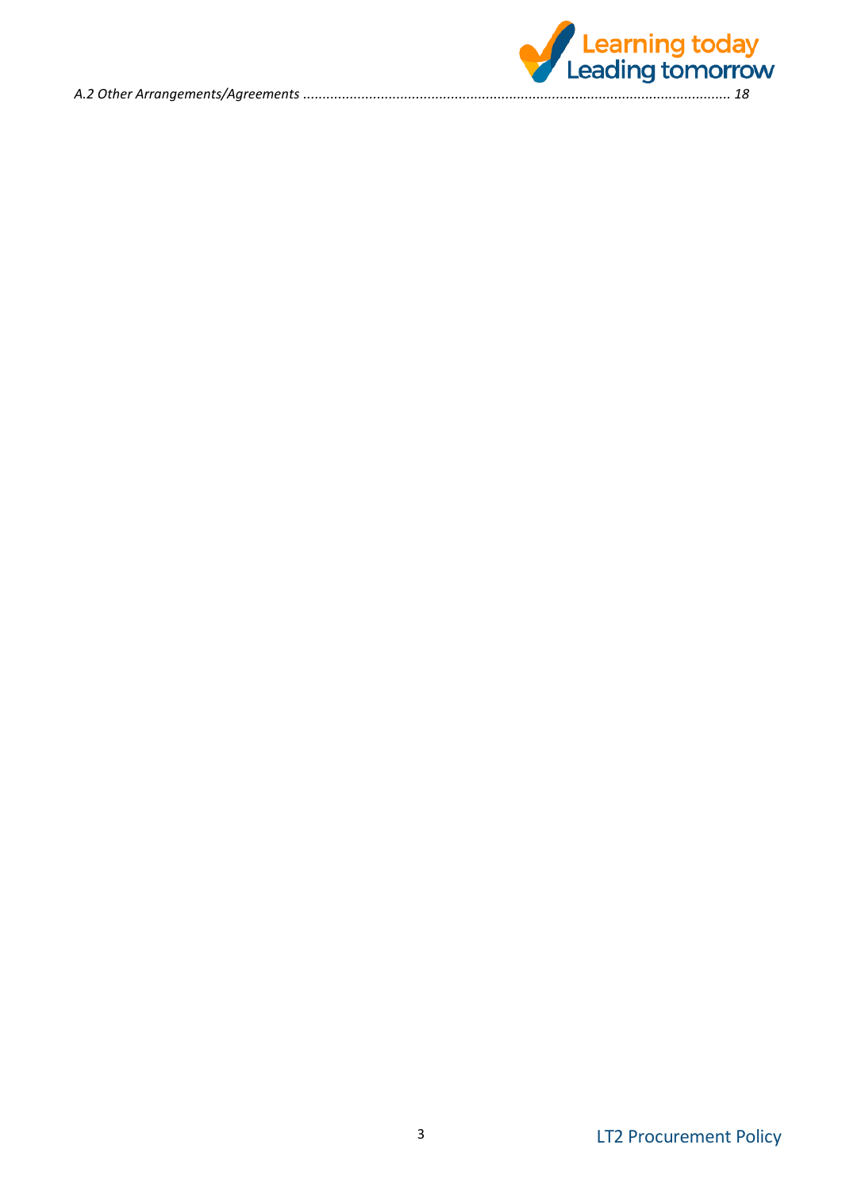*A.2 Other Arrangements/Agreements ............................................................................................................ 18*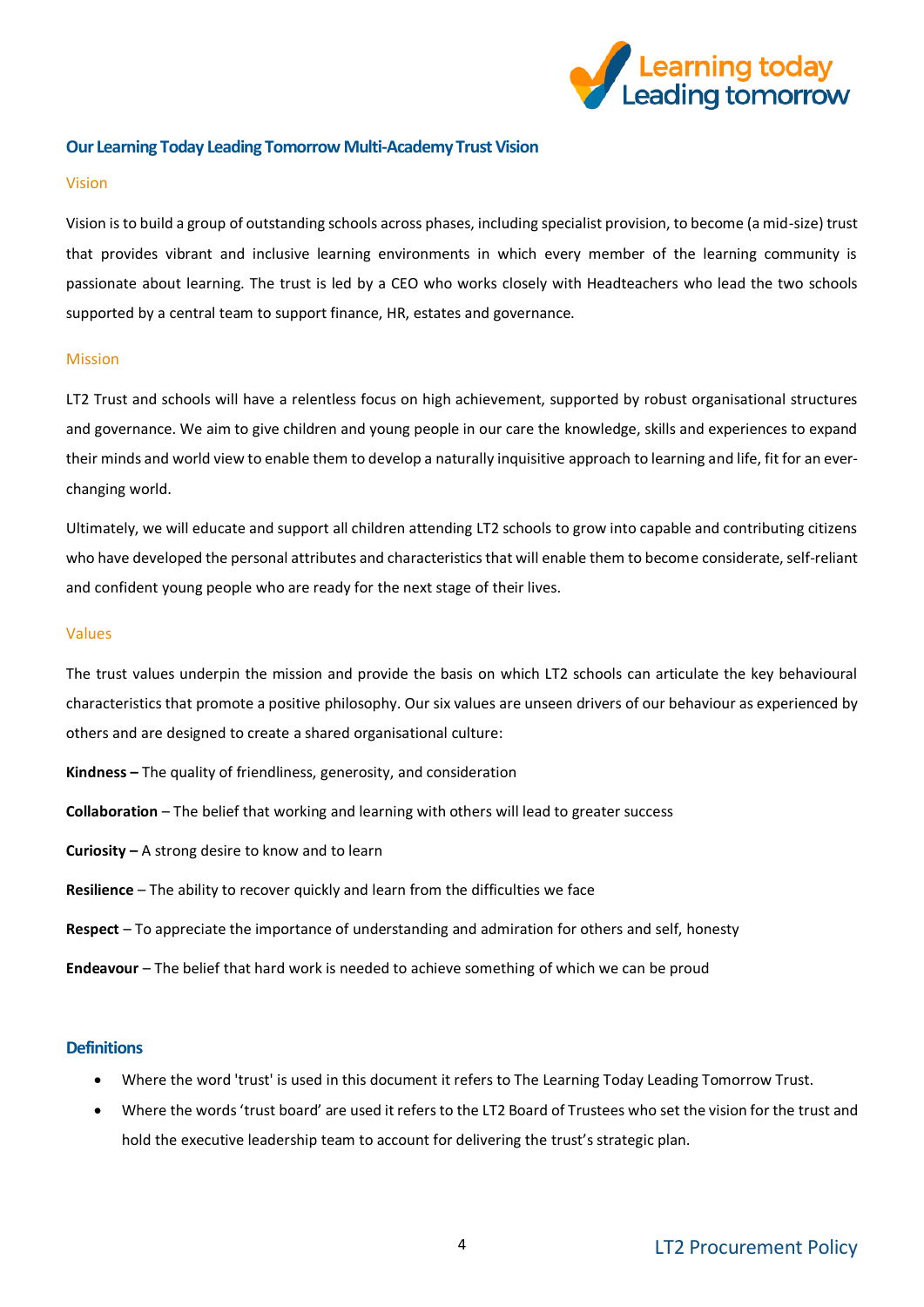## Our Learning Today Leading Tomorrow Multi-Academy Trust Vision

### Vision

Vision is to build a group of outstanding schools across phases, including specialist provision, to become (a mid-size) trust that provides vibrant and inclusive learning environments in which every member of the learning community is passionate about learning. The trust is led by a CEO who works closely with Headteachers who lead the two schools supported by a central team to support finance, HR, estates and governance.

### Mission

LT2 Trust and schools will have a relentless focus on high achievement, supported by robust organisational structures and governance. We aim to give children and young people in our care the knowledge, skills and experiences to expand their minds and world view to enable them to develop a naturally inquisitive approach to learning and life, fit for an ever-changing world.

Ultimately, we will educate and support all children attending LT2 schools to grow into capable and contributing citizens who have developed the personal attributes and characteristics that will enable them to become considerate, self-reliant and confident young people who are ready for the next stage of their lives.

### Values

The trust values underpin the mission and provide the basis on which LT2 schools can articulate the key behavioural characteristics that promote a positive philosophy. Our six values are unseen drivers of our behaviour as experienced by others and are designed to create a shared organisational culture:

**Kindness –** The quality of friendliness, generosity, and consideration

**Collaboration** – The belief that working and learning with others will lead to greater success

**Curiosity –** A strong desire to know and to learn

**Resilience** – The ability to recover quickly and learn from the difficulties we face

**Respect** – To appreciate the importance of understanding and admiration for others and self, honesty

**Endeavour** – The belief that hard work is needed to achieve something of which we can be proud

## Definitions

- Where the word 'trust' is used in this document it refers to The Learning Today Leading Tomorrow Trust.
- Where the words 'trust board' are used it refers to the LT2 Board of Trustees who set the vision for the trust and hold the executive leadership team to account for delivering the trust's strategic plan.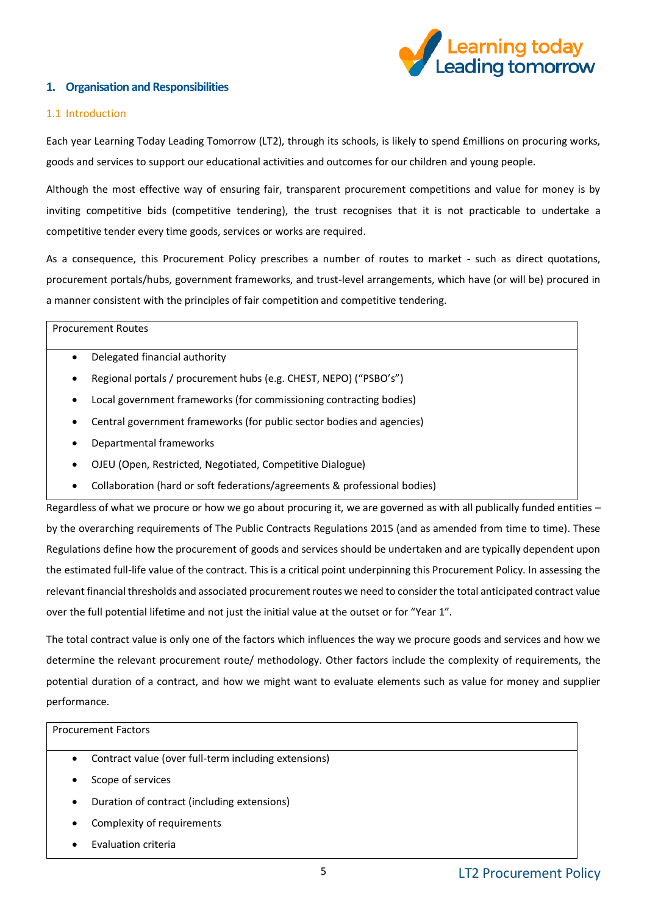## 1. Organisation and Responsibilities

### 1.1 Introduction

Each year Learning Today Leading Tomorrow (LT2), through its schools, is likely to spend £millions on procuring works, goods and services to support our educational activities and outcomes for our children and young people.

Although the most effective way of ensuring fair, transparent procurement competitions and value for money is by inviting competitive bids (competitive tendering), the trust recognises that it is not practicable to undertake a competitive tender every time goods, services or works are required.

As a consequence, this Procurement Policy prescribes a number of routes to market - such as direct quotations, procurement portals/hubs, government frameworks, and trust-level arrangements, which have (or will be) procured in a manner consistent with the principles of fair competition and competitive tendering.

| Procurement Routes |
|---|
| <ul><li>Delegated financial authority</li><li>Regional portals / procurement hubs (e.g. CHEST, NEPO) ("PSBO's")</li><li>Local government frameworks (for commissioning contracting bodies)</li><li>Central government frameworks (for public sector bodies and agencies)</li><li>Departmental frameworks</li><li>OJEU (Open, Restricted, Negotiated, Competitive Dialogue)</li><li>Collaboration (hard or soft federations/agreements & professional bodies)</li></ul> |

Regardless of what we procure or how we go about procuring it, we are governed as with all publically funded entities – by the overarching requirements of The Public Contracts Regulations 2015 (and as amended from time to time). These Regulations define how the procurement of goods and services should be undertaken and are typically dependent upon the estimated full-life value of the contract. This is a critical point underpinning this Procurement Policy. In assessing the relevant financial thresholds and associated procurement routes we need to consider the total anticipated contract value over the full potential lifetime and not just the initial value at the outset or for "Year 1".

The total contract value is only one of the factors which influences the way we procure goods and services and how we determine the relevant procurement route/ methodology. Other factors include the complexity of requirements, the potential duration of a contract, and how we might want to evaluate elements such as value for money and supplier performance.

| Procurement Factors |
|---|
| <ul><li>Contract value (over full-term including extensions)</li><li>Scope of services</li><li>Duration of contract (including extensions)</li><li>Complexity of requirements</li><li>Evaluation criteria</li></ul> |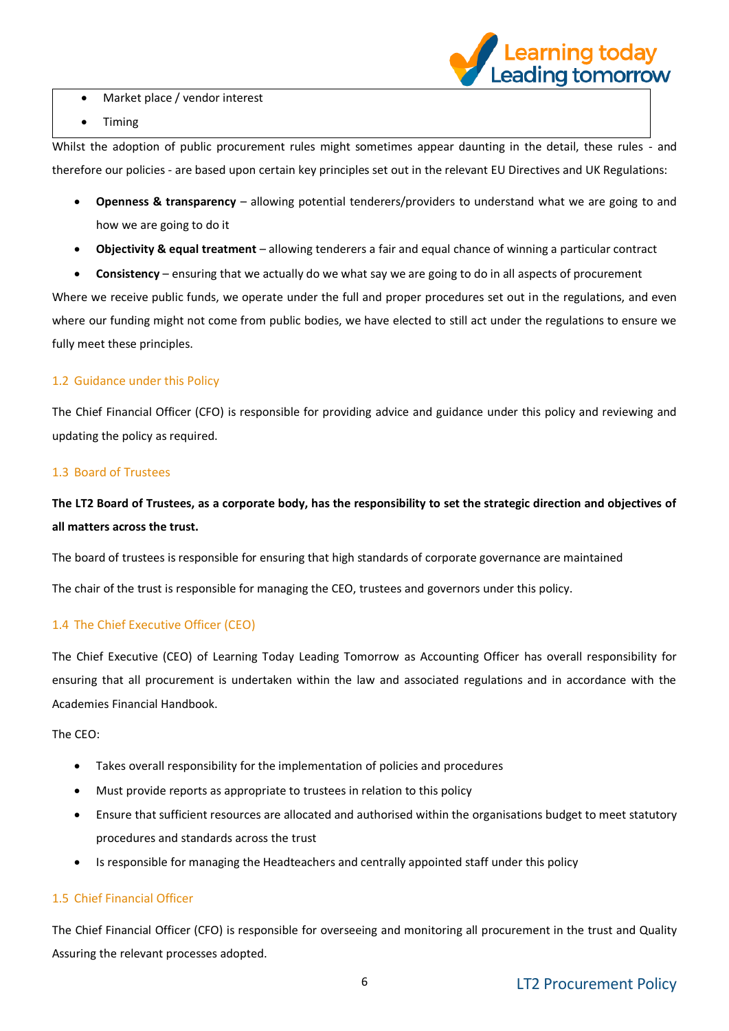- Market place / vendor interest
- Timing

Whilst the adoption of public procurement rules might sometimes appear daunting in the detail, these rules - and therefore our policies - are based upon certain key principles set out in the relevant EU Directives and UK Regulations:

- **Openness & transparency** – allowing potential tenderers/providers to understand what we are going to and how we are going to do it
- **Objectivity & equal treatment** – allowing tenderers a fair and equal chance of winning a particular contract
- **Consistency** – ensuring that we actually do we what say we are going to do in all aspects of procurement

Where we receive public funds, we operate under the full and proper procedures set out in the regulations, and even where our funding might not come from public bodies, we have elected to still act under the regulations to ensure we fully meet these principles.

### 1.2 Guidance under this Policy

The Chief Financial Officer (CFO) is responsible for providing advice and guidance under this policy and reviewing and updating the policy as required.

### 1.3 Board of Trustees

**The LT2 Board of Trustees, as a corporate body, has the responsibility to set the strategic direction and objectives of all matters across the trust.**

The board of trustees is responsible for ensuring that high standards of corporate governance are maintained

The chair of the trust is responsible for managing the CEO, trustees and governors under this policy.

### 1.4 The Chief Executive Officer (CEO)

The Chief Executive (CEO) of Learning Today Leading Tomorrow as Accounting Officer has overall responsibility for ensuring that all procurement is undertaken within the law and associated regulations and in accordance with the Academies Financial Handbook.

The CEO:

- Takes overall responsibility for the implementation of policies and procedures
- Must provide reports as appropriate to trustees in relation to this policy
- Ensure that sufficient resources are allocated and authorised within the organisations budget to meet statutory procedures and standards across the trust
- Is responsible for managing the Headteachers and centrally appointed staff under this policy

### 1.5 Chief Financial Officer

The Chief Financial Officer (CFO) is responsible for overseeing and monitoring all procurement in the trust and Quality Assuring the relevant processes adopted.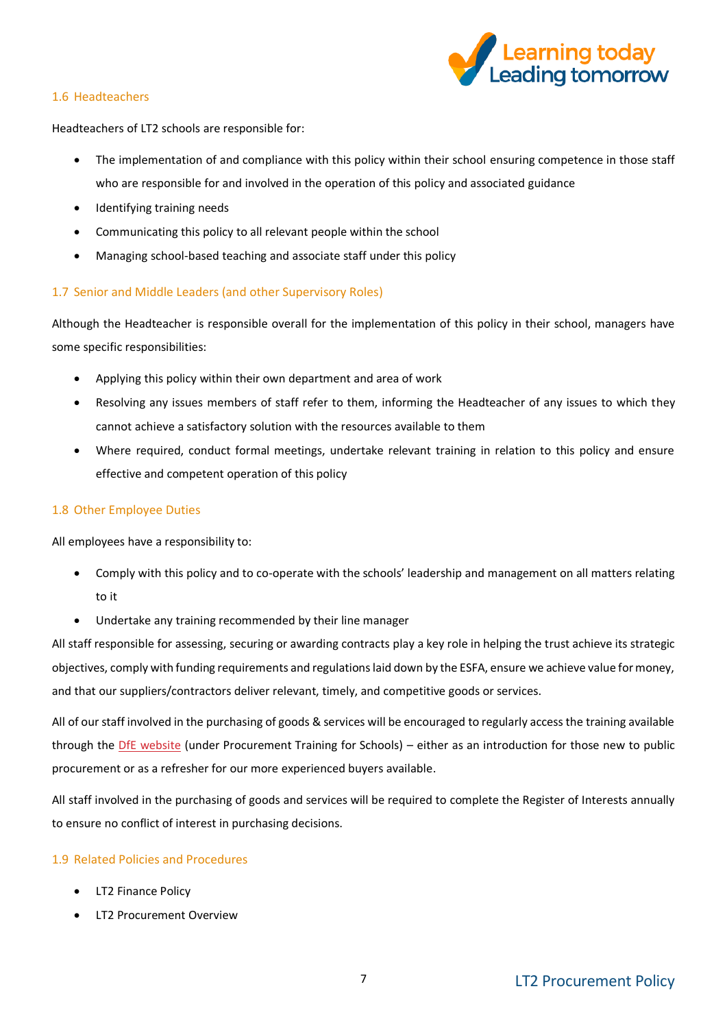### 1.6 Headteachers

Headteachers of LT2 schools are responsible for:

- The implementation of and compliance with this policy within their school ensuring competence in those staff who are responsible for and involved in the operation of this policy and associated guidance
- Identifying training needs
- Communicating this policy to all relevant people within the school
- Managing school-based teaching and associate staff under this policy

### 1.7 Senior and Middle Leaders (and other Supervisory Roles)

Although the Headteacher is responsible overall for the implementation of this policy in their school, managers have some specific responsibilities:

- Applying this policy within their own department and area of work
- Resolving any issues members of staff refer to them, informing the Headteacher of any issues to which they cannot achieve a satisfactory solution with the resources available to them
- Where required, conduct formal meetings, undertake relevant training in relation to this policy and ensure effective and competent operation of this policy

### 1.8 Other Employee Duties

All employees have a responsibility to:

- Comply with this policy and to co-operate with the schools' leadership and management on all matters relating to it
- Undertake any training recommended by their line manager

All staff responsible for assessing, securing or awarding contracts play a key role in helping the trust achieve its strategic objectives, comply with funding requirements and regulations laid down by the ESFA, ensure we achieve value for money, and that our suppliers/contractors deliver relevant, timely, and competitive goods or services.

All of our staff involved in the purchasing of goods & services will be encouraged to regularly access the training available through the DfE website (under Procurement Training for Schools) – either as an introduction for those new to public procurement or as a refresher for our more experienced buyers available.

All staff involved in the purchasing of goods and services will be required to complete the Register of Interests annually to ensure no conflict of interest in purchasing decisions.

### 1.9 Related Policies and Procedures

- LT2 Finance Policy
- LT2 Procurement Overview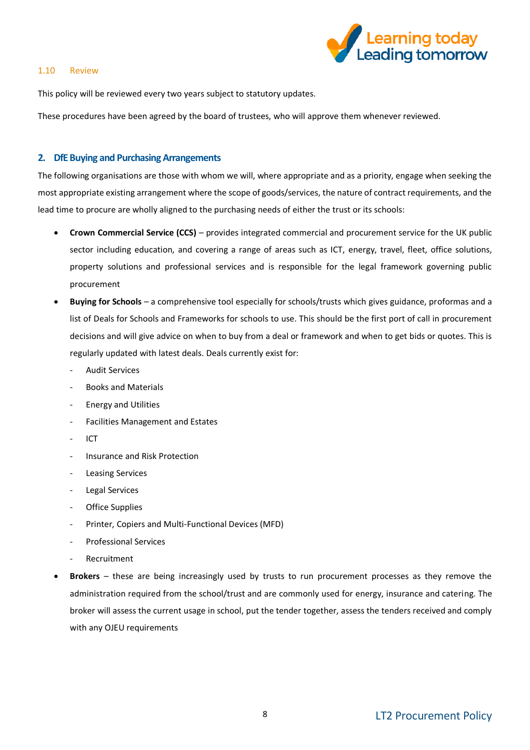### 1.10 Review

This policy will be reviewed every two years subject to statutory updates.

These procedures have been agreed by the board of trustees, who will approve them whenever reviewed.

## 2. DfE Buying and Purchasing Arrangements

The following organisations are those with whom we will, where appropriate and as a priority, engage when seeking the most appropriate existing arrangement where the scope of goods/services, the nature of contract requirements, and the lead time to procure are wholly aligned to the purchasing needs of either the trust or its schools:

- **Crown Commercial Service (CCS)** – provides integrated commercial and procurement service for the UK public sector including education, and covering a range of areas such as ICT, energy, travel, fleet, office solutions, property solutions and professional services and is responsible for the legal framework governing public procurement
- **Buying for Schools** – a comprehensive tool especially for schools/trusts which gives guidance, proformas and a list of Deals for Schools and Frameworks for schools to use. This should be the first port of call in procurement decisions and will give advice on when to buy from a deal or framework and when to get bids or quotes. This is regularly updated with latest deals. Deals currently exist for:
  - Audit Services
  - Books and Materials
  - Energy and Utilities
  - Facilities Management and Estates
  - ICT
  - Insurance and Risk Protection
  - Leasing Services
  - Legal Services
  - Office Supplies
  - Printer, Copiers and Multi-Functional Devices (MFD)
  - Professional Services
  - Recruitment
- **Brokers** – these are being increasingly used by trusts to run procurement processes as they remove the administration required from the school/trust and are commonly used for energy, insurance and catering. The broker will assess the current usage in school, put the tender together, assess the tenders received and comply with any OJEU requirements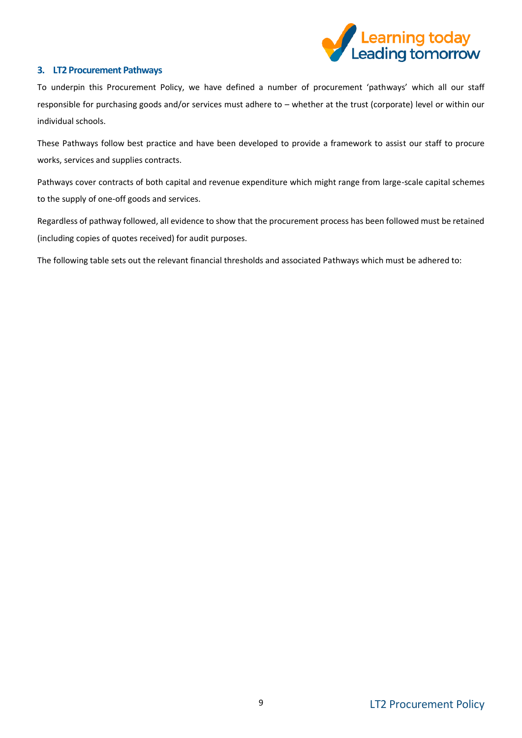### 3. LT2 Procurement Pathways

To underpin this Procurement Policy, we have defined a number of procurement 'pathways' which all our staff responsible for purchasing goods and/or services must adhere to – whether at the trust (corporate) level or within our individual schools.

These Pathways follow best practice and have been developed to provide a framework to assist our staff to procure works, services and supplies contracts.

Pathways cover contracts of both capital and revenue expenditure which might range from large-scale capital schemes to the supply of one-off goods and services.

Regardless of pathway followed, all evidence to show that the procurement process has been followed must be retained (including copies of quotes received) for audit purposes.

The following table sets out the relevant financial thresholds and associated Pathways which must be adhered to: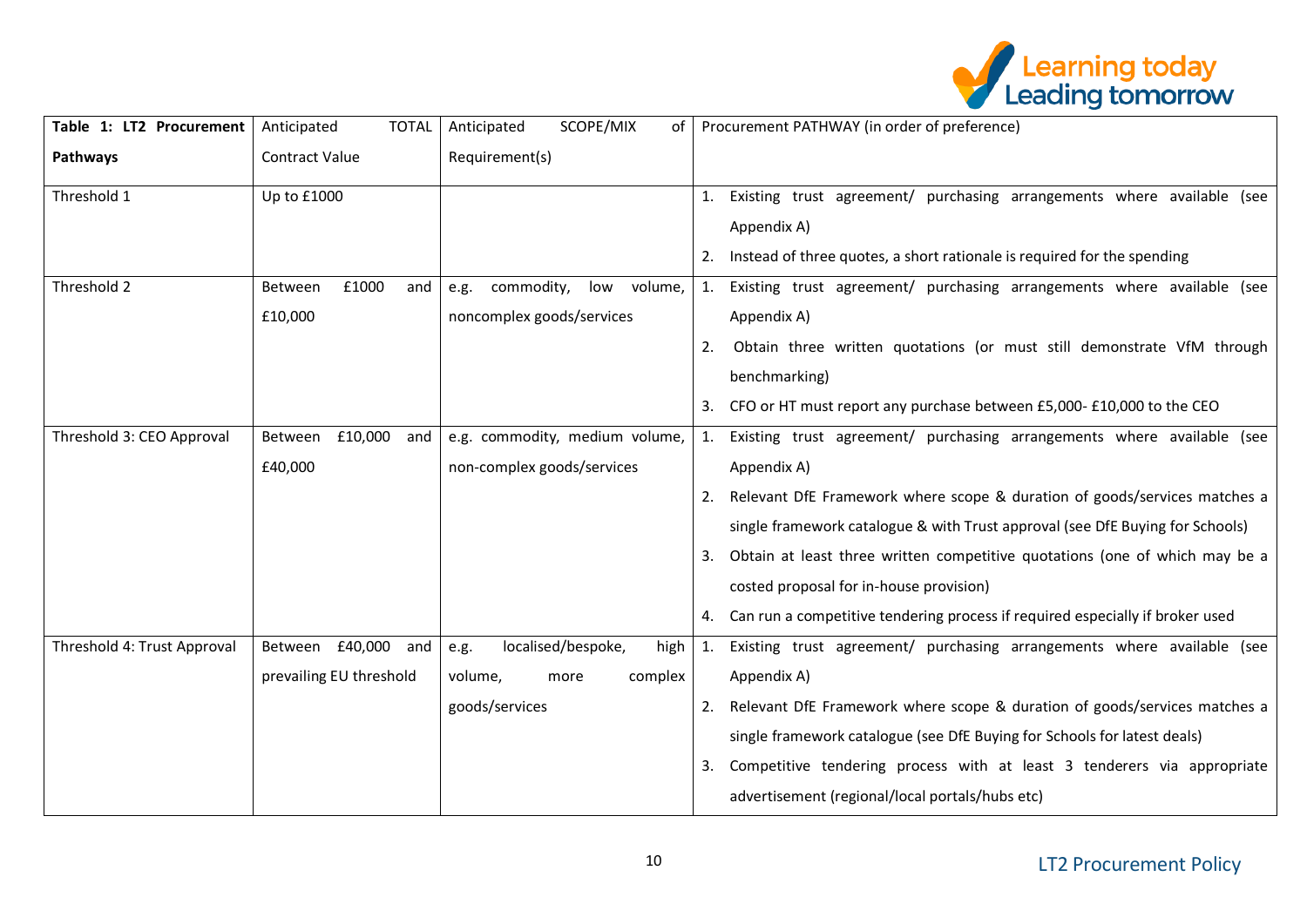| Table 1: LT2 Procurement Pathways | Anticipated TOTAL Contract Value | Anticipated SCOPE/MIX of Requirement(s) | Procurement PATHWAY (in order of preference) |
|---|---|---|---|
| Threshold 1 | Up to £1000 | | 1. Existing trust agreement/ purchasing arrangements where available (see Appendix A)<br>2. Instead of three quotes, a short rationale is required for the spending |
| Threshold 2 | Between £1000 and £10,000 | e.g. commodity, low volume, noncomplex goods/services | 1. Existing trust agreement/ purchasing arrangements where available (see Appendix A)<br>2. Obtain three written quotations (or must still demonstrate VfM through benchmarking)<br>3. CFO or HT must report any purchase between £5,000- £10,000 to the CEO |
| Threshold 3: CEO Approval | Between £10,000 and £40,000 | e.g. commodity, medium volume, non-complex goods/services | 1. Existing trust agreement/ purchasing arrangements where available (see Appendix A)<br>2. Relevant DfE Framework where scope & duration of goods/services matches a single framework catalogue & with Trust approval (see DfE Buying for Schools)<br>3. Obtain at least three written competitive quotations (one of which may be a costed proposal for in-house provision)<br>4. Can run a competitive tendering process if required especially if broker used |
| Threshold 4: Trust Approval | Between £40,000 and prevailing EU threshold | e.g. localised/bespoke, high volume, more complex goods/services | 1. Existing trust agreement/ purchasing arrangements where available (see Appendix A)<br>2. Relevant DfE Framework where scope & duration of goods/services matches a single framework catalogue (see DfE Buying for Schools for latest deals)<br>3. Competitive tendering process with at least 3 tenderers via appropriate advertisement (regional/local portals/hubs etc) |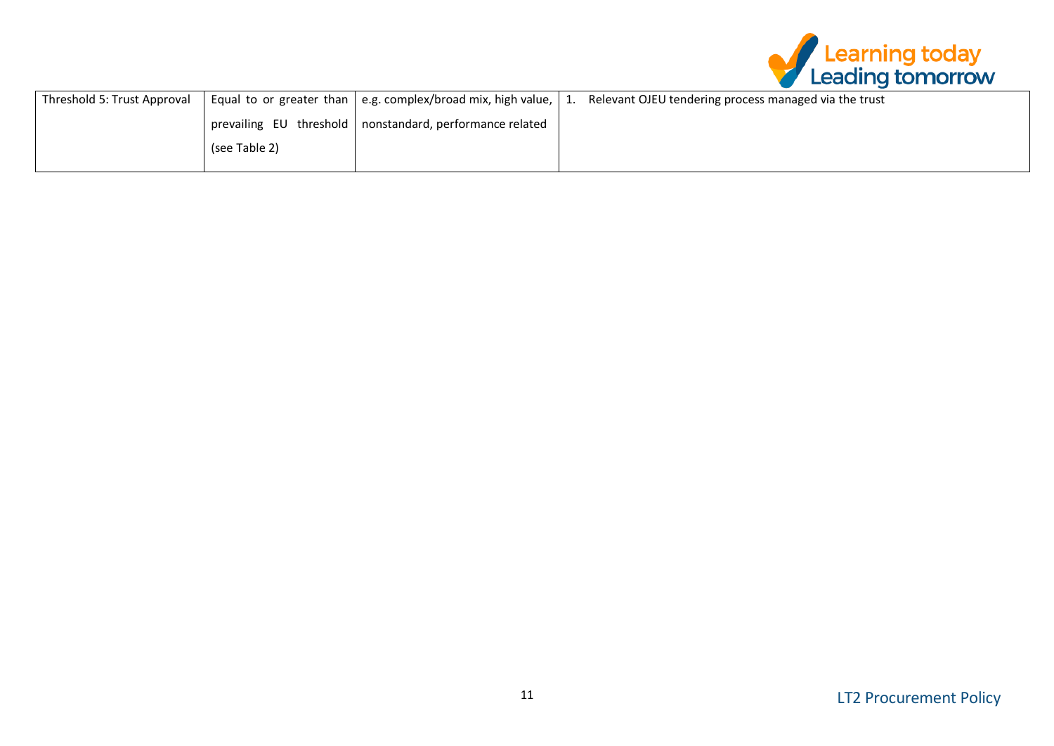| Threshold 5: Trust Approval | Equal to or greater than prevailing EU threshold (see Table 2) | e.g. complex/broad mix, high value, nonstandard, performance related | 1. Relevant OJEU tendering process managed via the trust |
|---|---|---|---|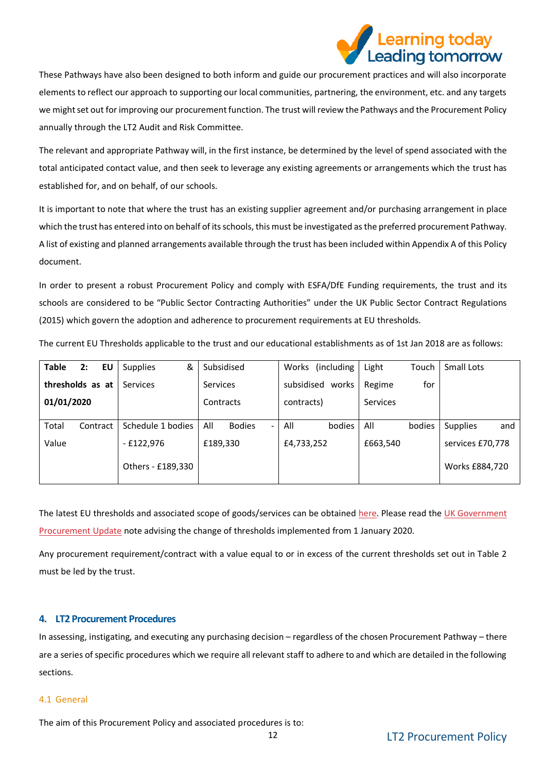These Pathways have also been designed to both inform and guide our procurement practices and will also incorporate elements to reflect our approach to supporting our local communities, partnering, the environment, etc. and any targets we might set out for improving our procurement function. The trust will review the Pathways and the Procurement Policy annually through the LT2 Audit and Risk Committee.

The relevant and appropriate Pathway will, in the first instance, be determined by the level of spend associated with the total anticipated contact value, and then seek to leverage any existing agreements or arrangements which the trust has established for, and on behalf, of our schools.

It is important to note that where the trust has an existing supplier agreement and/or purchasing arrangement in place which the trust has entered into on behalf of its schools, this must be investigated as the preferred procurement Pathway. A list of existing and planned arrangements available through the trust has been included within Appendix A of this Policy document.

In order to present a robust Procurement Policy and comply with ESFA/DfE Funding requirements, the trust and its schools are considered to be "Public Sector Contracting Authorities" under the UK Public Sector Contract Regulations (2015) which govern the adoption and adherence to procurement requirements at EU thresholds.

The current EU Thresholds applicable to the trust and our educational establishments as of 1st Jan 2018 are as follows:

| **Table 2: EU thresholds as at 01/01/2020** | Supplies & Services | Subsidised Services Contracts | Works (including subsidised works contracts) | Light Touch Regime for Services | Small Lots |
|---|---|---|---|---|---|
| Total Contract Value | Schedule 1 bodies - £122,976<br>Others - £189,330 | All Bodies - £189,330 | All bodies £4,733,252 | All bodies £663,540 | Supplies and services £70,778<br>Works £884,720 |

The latest EU thresholds and associated scope of goods/services can be obtained here. Please read the UK Government Procurement Update note advising the change of thresholds implemented from 1 January 2020.

Any procurement requirement/contract with a value equal to or in excess of the current thresholds set out in Table 2 must be led by the trust.

## 4. LT2 Procurement Procedures

In assessing, instigating, and executing any purchasing decision – regardless of the chosen Procurement Pathway – there are a series of specific procedures which we require all relevant staff to adhere to and which are detailed in the following sections.

### 4.1 General

The aim of this Procurement Policy and associated procedures is to: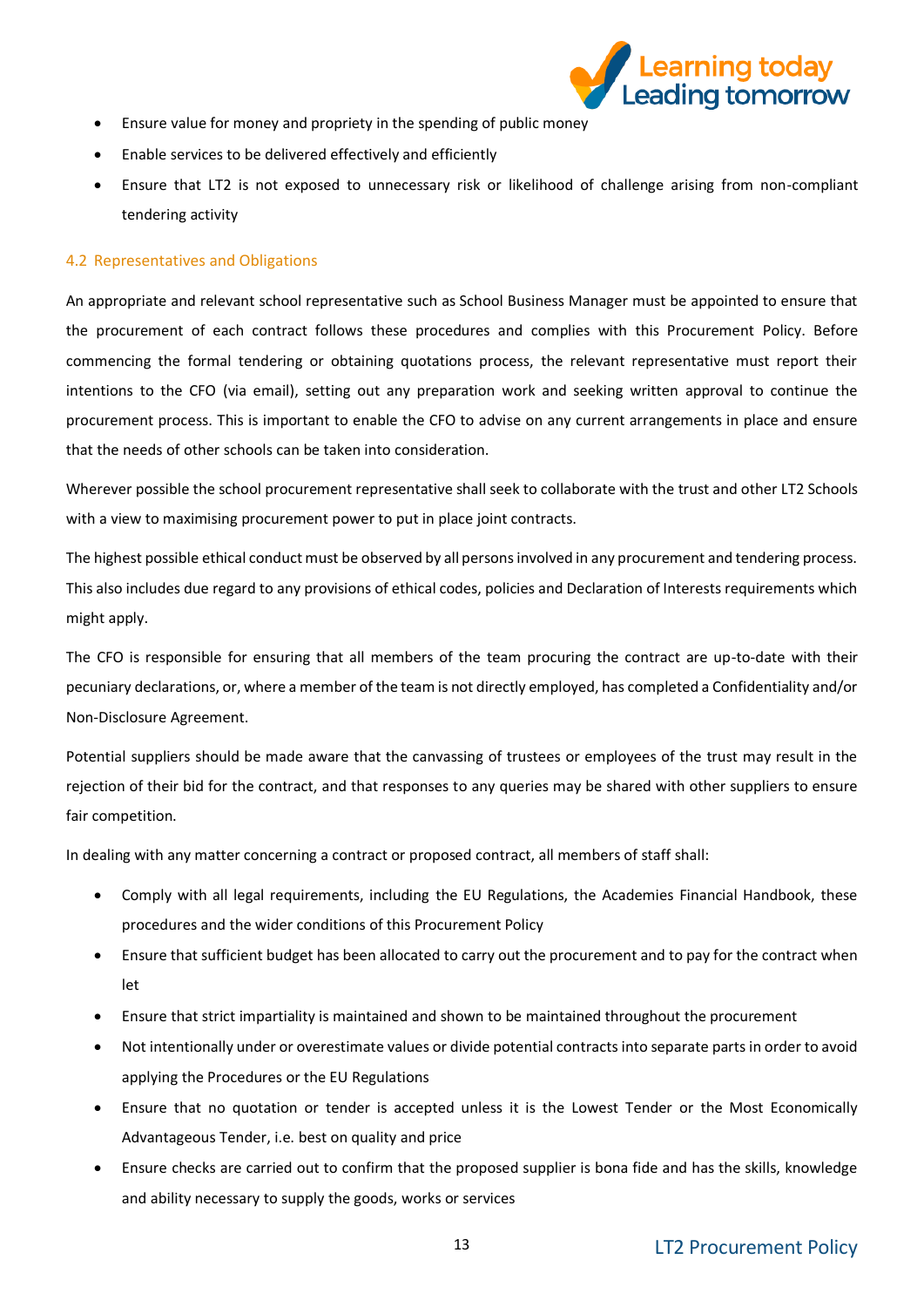- Ensure value for money and propriety in the spending of public money
- Enable services to be delivered effectively and efficiently
- Ensure that LT2 is not exposed to unnecessary risk or likelihood of challenge arising from non-compliant tendering activity

### 4.2 Representatives and Obligations

An appropriate and relevant school representative such as School Business Manager must be appointed to ensure that the procurement of each contract follows these procedures and complies with this Procurement Policy. Before commencing the formal tendering or obtaining quotations process, the relevant representative must report their intentions to the CFO (via email), setting out any preparation work and seeking written approval to continue the procurement process. This is important to enable the CFO to advise on any current arrangements in place and ensure that the needs of other schools can be taken into consideration.

Wherever possible the school procurement representative shall seek to collaborate with the trust and other LT2 Schools with a view to maximising procurement power to put in place joint contracts.

The highest possible ethical conduct must be observed by all persons involved in any procurement and tendering process. This also includes due regard to any provisions of ethical codes, policies and Declaration of Interests requirements which might apply.

The CFO is responsible for ensuring that all members of the team procuring the contract are up-to-date with their pecuniary declarations, or, where a member of the team is not directly employed, has completed a Confidentiality and/or Non-Disclosure Agreement.

Potential suppliers should be made aware that the canvassing of trustees or employees of the trust may result in the rejection of their bid for the contract, and that responses to any queries may be shared with other suppliers to ensure fair competition.

In dealing with any matter concerning a contract or proposed contract, all members of staff shall:

- Comply with all legal requirements, including the EU Regulations, the Academies Financial Handbook, these procedures and the wider conditions of this Procurement Policy
- Ensure that sufficient budget has been allocated to carry out the procurement and to pay for the contract when let
- Ensure that strict impartiality is maintained and shown to be maintained throughout the procurement
- Not intentionally under or overestimate values or divide potential contracts into separate parts in order to avoid applying the Procedures or the EU Regulations
- Ensure that no quotation or tender is accepted unless it is the Lowest Tender or the Most Economically Advantageous Tender, i.e. best on quality and price
- Ensure checks are carried out to confirm that the proposed supplier is bona fide and has the skills, knowledge and ability necessary to supply the goods, works or services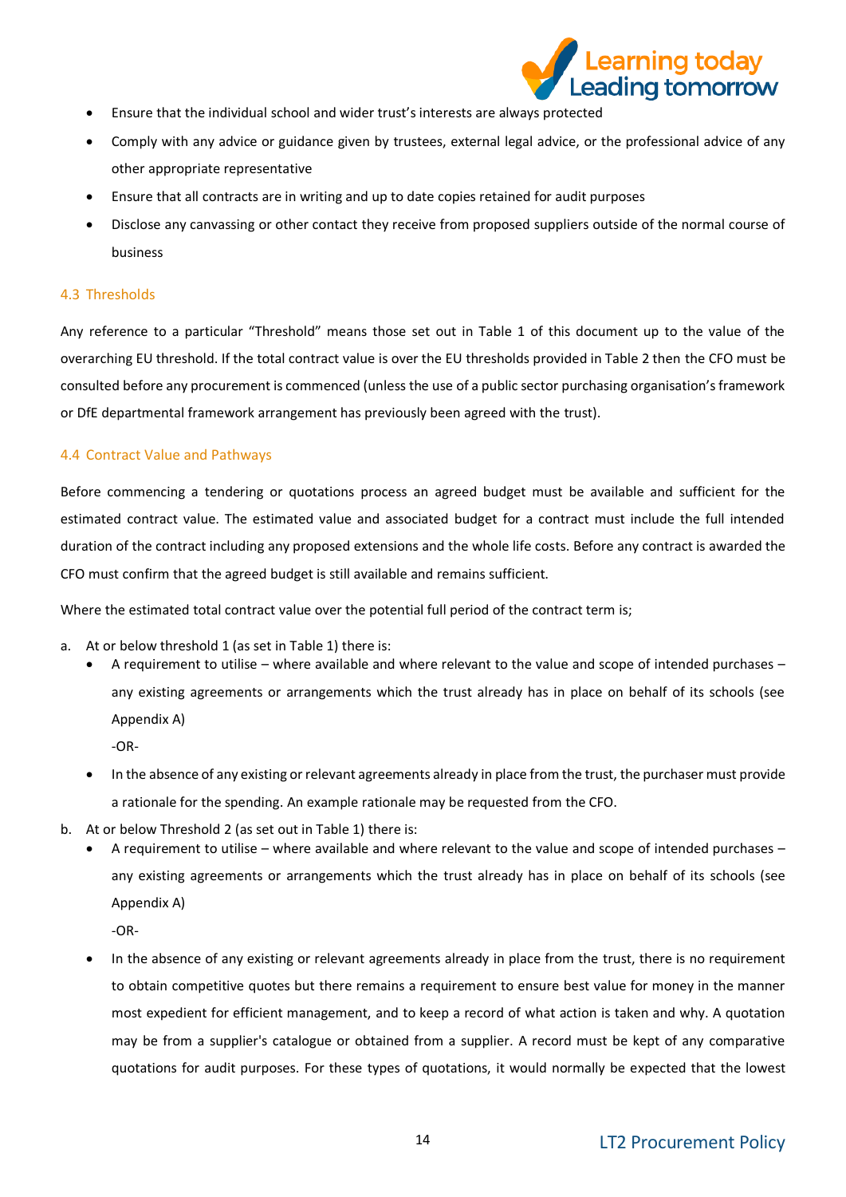- Ensure that the individual school and wider trust's interests are always protected
- Comply with any advice or guidance given by trustees, external legal advice, or the professional advice of any other appropriate representative
- Ensure that all contracts are in writing and up to date copies retained for audit purposes
- Disclose any canvassing or other contact they receive from proposed suppliers outside of the normal course of business

### 4.3 Thresholds

Any reference to a particular "Threshold" means those set out in Table 1 of this document up to the value of the overarching EU threshold. If the total contract value is over the EU thresholds provided in Table 2 then the CFO must be consulted before any procurement is commenced (unless the use of a public sector purchasing organisation's framework or DfE departmental framework arrangement has previously been agreed with the trust).

### 4.4 Contract Value and Pathways

Before commencing a tendering or quotations process an agreed budget must be available and sufficient for the estimated contract value. The estimated value and associated budget for a contract must include the full intended duration of the contract including any proposed extensions and the whole life costs. Before any contract is awarded the CFO must confirm that the agreed budget is still available and remains sufficient.

Where the estimated total contract value over the potential full period of the contract term is;

a. At or below threshold 1 (as set in Table 1) there is:
   - A requirement to utilise – where available and where relevant to the value and scope of intended purchases – any existing agreements or arrangements which the trust already has in place on behalf of its schools (see Appendix A)

     -OR-
   - In the absence of any existing or relevant agreements already in place from the trust, the purchaser must provide a rationale for the spending. An example rationale may be requested from the CFO.

b. At or below Threshold 2 (as set out in Table 1) there is:
   - A requirement to utilise – where available and where relevant to the value and scope of intended purchases – any existing agreements or arrangements which the trust already has in place on behalf of its schools (see Appendix A)

     -OR-
   - In the absence of any existing or relevant agreements already in place from the trust, there is no requirement to obtain competitive quotes but there remains a requirement to ensure best value for money in the manner most expedient for efficient management, and to keep a record of what action is taken and why. A quotation may be from a supplier's catalogue or obtained from a supplier. A record must be kept of any comparative quotations for audit purposes. For these types of quotations, it would normally be expected that the lowest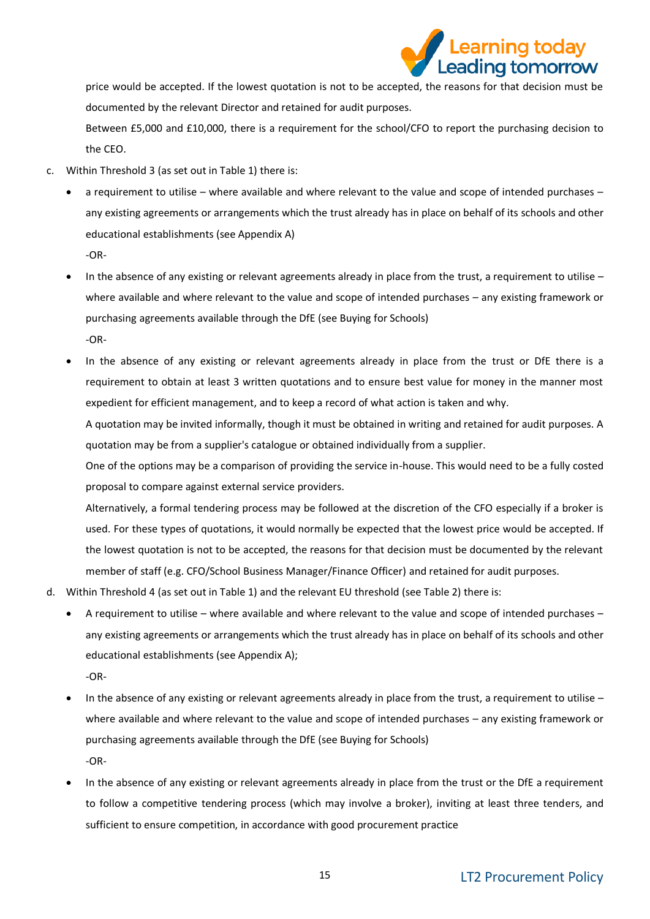price would be accepted. If the lowest quotation is not to be accepted, the reasons for that decision must be documented by the relevant Director and retained for audit purposes.

Between £5,000 and £10,000, there is a requirement for the school/CFO to report the purchasing decision to the CEO.

c. Within Threshold 3 (as set out in Table 1) there is:

- a requirement to utilise – where available and where relevant to the value and scope of intended purchases – any existing agreements or arrangements which the trust already has in place on behalf of its schools and other educational establishments (see Appendix A)

  -OR-

- In the absence of any existing or relevant agreements already in place from the trust, a requirement to utilise – where available and where relevant to the value and scope of intended purchases – any existing framework or purchasing agreements available through the DfE (see Buying for Schools)

  -OR-

- In the absence of any existing or relevant agreements already in place from the trust or DfE there is a requirement to obtain at least 3 written quotations and to ensure best value for money in the manner most expedient for efficient management, and to keep a record of what action is taken and why.

  A quotation may be invited informally, though it must be obtained in writing and retained for audit purposes. A quotation may be from a supplier's catalogue or obtained individually from a supplier.

  One of the options may be a comparison of providing the service in-house. This would need to be a fully costed proposal to compare against external service providers.

  Alternatively, a formal tendering process may be followed at the discretion of the CFO especially if a broker is used. For these types of quotations, it would normally be expected that the lowest price would be accepted. If the lowest quotation is not to be accepted, the reasons for that decision must be documented by the relevant member of staff (e.g. CFO/School Business Manager/Finance Officer) and retained for audit purposes.

d. Within Threshold 4 (as set out in Table 1) and the relevant EU threshold (see Table 2) there is:

- A requirement to utilise – where available and where relevant to the value and scope of intended purchases – any existing agreements or arrangements which the trust already has in place on behalf of its schools and other educational establishments (see Appendix A);

  -OR-

- In the absence of any existing or relevant agreements already in place from the trust, a requirement to utilise – where available and where relevant to the value and scope of intended purchases – any existing framework or purchasing agreements available through the DfE (see Buying for Schools)

  -OR-

- In the absence of any existing or relevant agreements already in place from the trust or the DfE a requirement to follow a competitive tendering process (which may involve a broker), inviting at least three tenders, and sufficient to ensure competition, in accordance with good procurement practice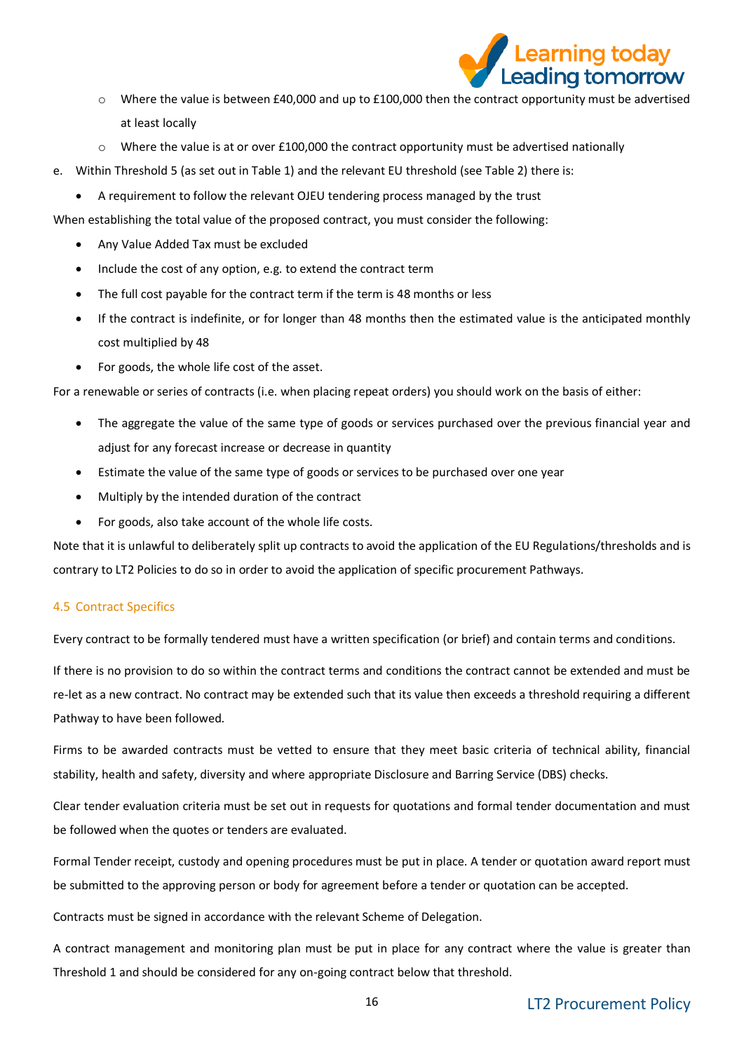- Where the value is between £40,000 and up to £100,000 then the contract opportunity must be advertised at least locally
  - Where the value is at or over £100,000 the contract opportunity must be advertised nationally

e. Within Threshold 5 (as set out in Table 1) and the relevant EU threshold (see Table 2) there is:

- A requirement to follow the relevant OJEU tendering process managed by the trust

When establishing the total value of the proposed contract, you must consider the following:

- Any Value Added Tax must be excluded
- Include the cost of any option, e.g. to extend the contract term
- The full cost payable for the contract term if the term is 48 months or less
- If the contract is indefinite, or for longer than 48 months then the estimated value is the anticipated monthly cost multiplied by 48
- For goods, the whole life cost of the asset.

For a renewable or series of contracts (i.e. when placing repeat orders) you should work on the basis of either:

- The aggregate the value of the same type of goods or services purchased over the previous financial year and adjust for any forecast increase or decrease in quantity
- Estimate the value of the same type of goods or services to be purchased over one year
- Multiply by the intended duration of the contract
- For goods, also take account of the whole life costs.

Note that it is unlawful to deliberately split up contracts to avoid the application of the EU Regulations/thresholds and is contrary to LT2 Policies to do so in order to avoid the application of specific procurement Pathways.

### 4.5 Contract Specifics

Every contract to be formally tendered must have a written specification (or brief) and contain terms and conditions.

If there is no provision to do so within the contract terms and conditions the contract cannot be extended and must be re-let as a new contract. No contract may be extended such that its value then exceeds a threshold requiring a different Pathway to have been followed.

Firms to be awarded contracts must be vetted to ensure that they meet basic criteria of technical ability, financial stability, health and safety, diversity and where appropriate Disclosure and Barring Service (DBS) checks.

Clear tender evaluation criteria must be set out in requests for quotations and formal tender documentation and must be followed when the quotes or tenders are evaluated.

Formal Tender receipt, custody and opening procedures must be put in place. A tender or quotation award report must be submitted to the approving person or body for agreement before a tender or quotation can be accepted.

Contracts must be signed in accordance with the relevant Scheme of Delegation.

A contract management and monitoring plan must be put in place for any contract where the value is greater than Threshold 1 and should be considered for any on-going contract below that threshold.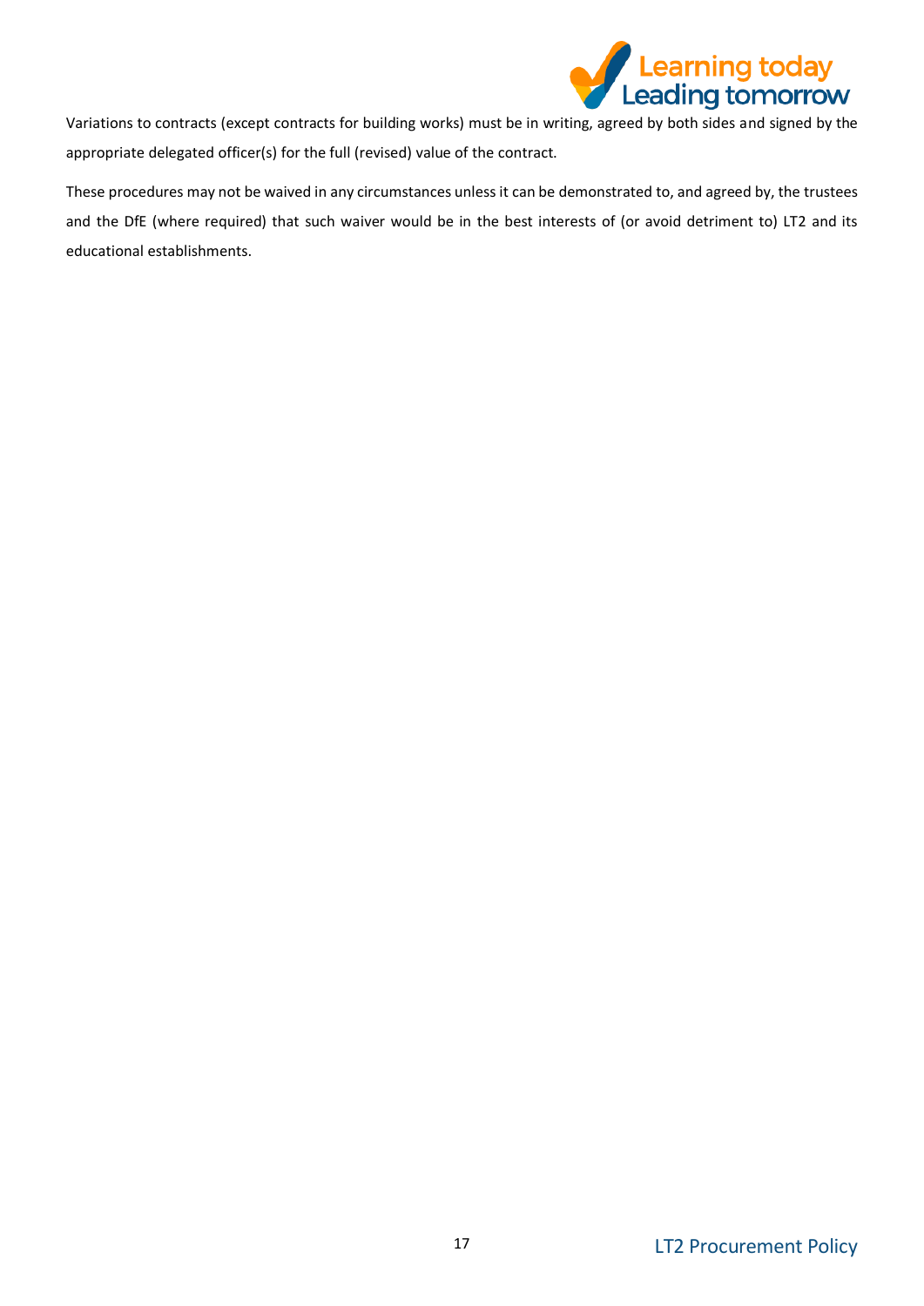Variations to contracts (except contracts for building works) must be in writing, agreed by both sides and signed by the appropriate delegated officer(s) for the full (revised) value of the contract.

These procedures may not be waived in any circumstances unless it can be demonstrated to, and agreed by, the trustees and the DfE (where required) that such waiver would be in the best interests of (or avoid detriment to) LT2 and its educational establishments.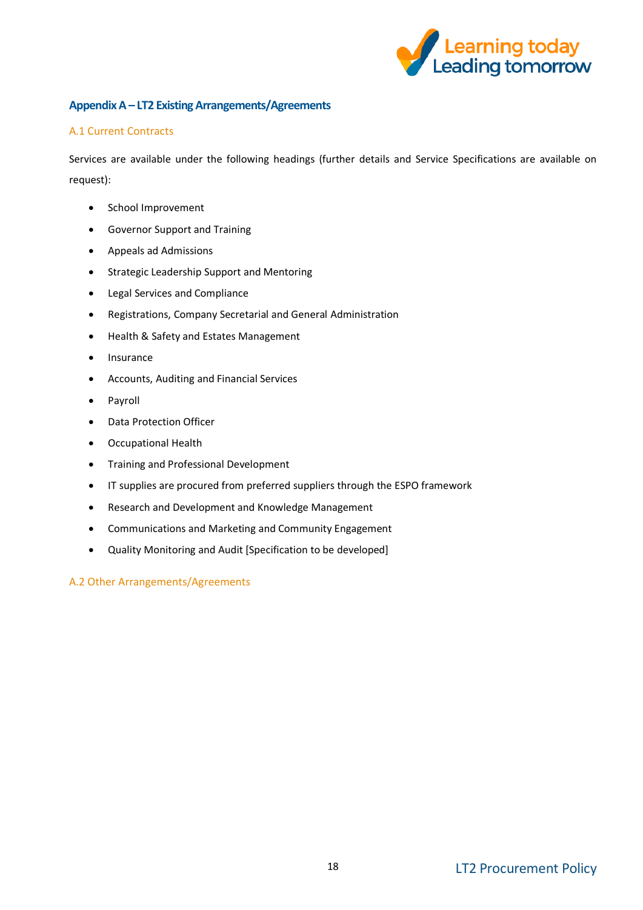## Appendix A – LT2 Existing Arrangements/Agreements

### A.1 Current Contracts

Services are available under the following headings (further details and Service Specifications are available on request):

- School Improvement
- Governor Support and Training
- Appeals ad Admissions
- Strategic Leadership Support and Mentoring
- Legal Services and Compliance
- Registrations, Company Secretarial and General Administration
- Health & Safety and Estates Management
- Insurance
- Accounts, Auditing and Financial Services
- Payroll
- Data Protection Officer
- Occupational Health
- Training and Professional Development
- IT supplies are procured from preferred suppliers through the ESPO framework
- Research and Development and Knowledge Management
- Communications and Marketing and Community Engagement
- Quality Monitoring and Audit [Specification to be developed]

### A.2 Other Arrangements/Agreements